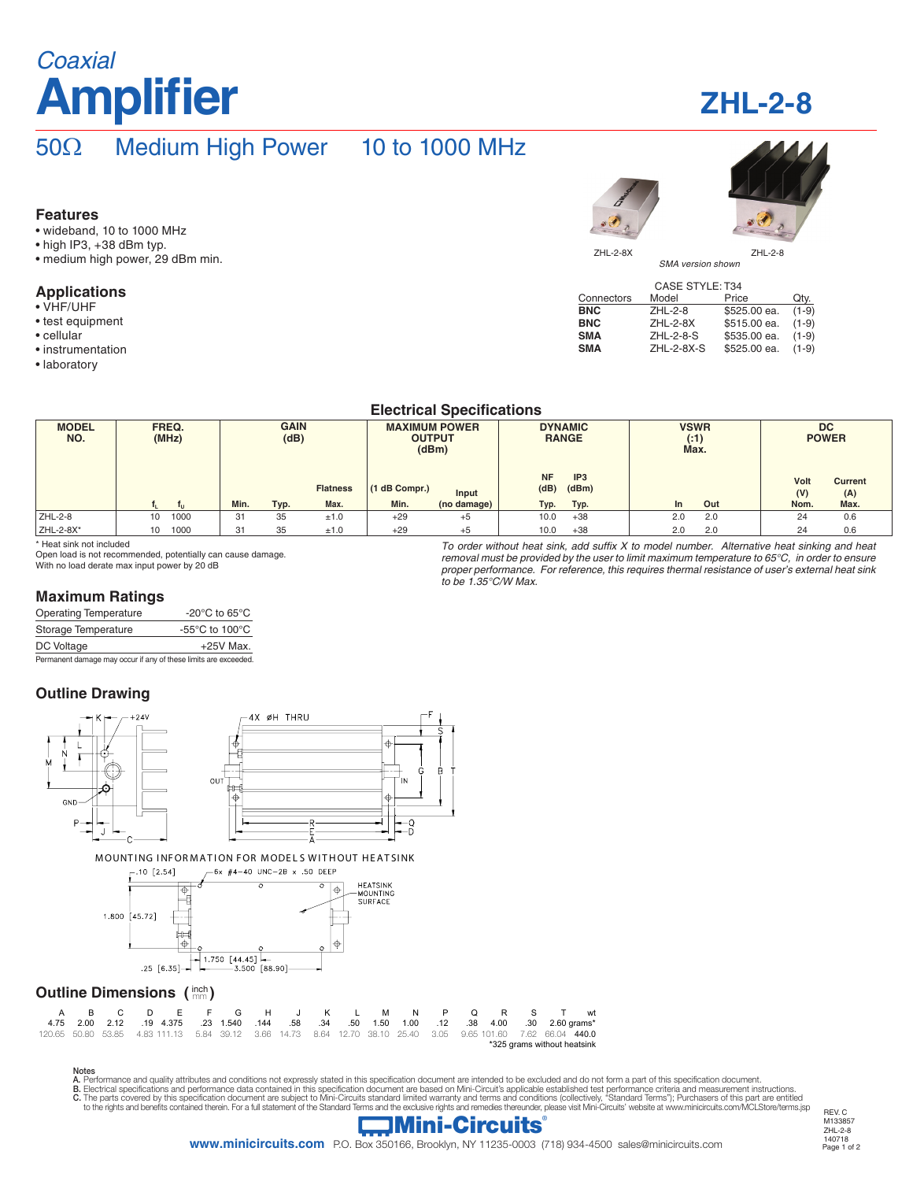*Coaxial*

# Amplifier

# ZHL-2-8

## 50Ω Medium High Power 10 to 1000 MHz

### Features
- wideband, 10 to 1000 MHz
- high IP3, +38 dBm typ.
- medium high power, 29 dBm min.

### Applications
- VHF/UHF
- test equipment
- cellular
- instrumentation
- laboratory

ZHL-2-8X ZHL-2-8

*SMA version shown*

CASE STYLE: T34

| Connectors | Model | Price | Qty. |
|---|---|---|---|
| **BNC** | ZHL-2-8 | $525.00 ea. | (1-9) |
| **BNC** | ZHL-2-8X | $515.00 ea. | (1-9) |
| **SMA** | ZHL-2-8-S | $535.00 ea. | (1-9) |
| **SMA** | ZHL-2-8X-S | $525.00 ea. | (1-9) |

## Electrical Specifications

| MODEL NO. | FREQ. (MHz) | | GAIN (dB) | | | MAXIMUM POWER OUTPUT (dBm) | | DYNAMIC RANGE | | VSWR (:1) Max. | | DC POWER | |
|---|---|---|---|---|---|---|---|---|---|---|---|---|---|
| | | | | | Flatness | (1 dB Compr.) | Input | NF (dB) | IP3 (dBm) | | | Volt (V) | Current (A) |
| | $f_L$ | $f_U$ | Min. | Typ. | Max. | Min. | (no damage) | Typ. | Typ. | In | Out | Nom. | Max. |
| ZHL-2-8 | 10 | 1000 | 31 | 35 | ±1.0 | +29 | +5 | 10.0 | +38 | 2.0 | 2.0 | 24 | 0.6 |
| ZHL-2-8X* | 10 | 1000 | 31 | 35 | ±1.0 | +29 | +5 | 10.0 | +38 | 2.0 | 2.0 | 24 | 0.6 |

\* Heat sink not included
Open load is not recommended, potentially can cause damage.
With no load derate max input power by 20 dB

*To order without heat sink, add suffix X to model number. Alternative heat sinking and heat removal must be provided by the user to limit maximum temperature to 65°C, in order to ensure proper performance. For reference, this requires thermal resistance of user's external heat sink to be 1.35°C/W Max.*

### Maximum Ratings

| | |
|---|---|
| Operating Temperature | -20°C to 65°C |
| Storage Temperature | -55°C to 100°C |
| DC Voltage | +25V Max. |

Permanent damage may occur if any of these limits are exceeded.

### Outline Drawing

MOUNTING INFORMATION FOR MODELS WITHOUT HEATSINK

.10 [2.54] — 6x #4-40 UNC-2B x .50 DEEP — HEATSINK MOUNTING SURFACE — 1.800 [45.72] — .25 [6.35] — 1.750 [44.45] — 3.500 [88.90]

### Outline Dimensions (inch / mm)

| A | B | C | D | E | F | G | H | J | K | L | M | N | P | Q | R | S | T | wt |
|---|---|---|---|---|---|---|---|---|---|---|---|---|---|---|---|---|---|---|
| 4.75 | 2.00 | 2.12 | .19 | 4.375 | .23 | 1.540 | .144 | .58 | .34 | .50 | 1.50 | 1.00 | .12 | .38 | 4.00 | .30 | 2.60 | grams* |
| 120.65 | 50.80 | 53.85 | 4.83 | 111.13 | 5.84 | 39.12 | 3.66 | 14.73 | 8.64 | 12.70 | 38.10 | 25.40 | 3.05 | 9.65 | 101.60 | 7.62 | 66.04 | 440.0 |

*325 grams without heatsink

Notes
A. Performance and quality attributes and conditions not expressly stated in this specification document are intended to be excluded and do not form a part of this specification document.
B. Electrical specifications and performance data contained in this specification document are based on Mini-Circuit's applicable established test performance criteria and measurement instructions.
C. The parts covered by this specification document are subject to Mini-Circuits standard limited warranty and terms and conditions (collectively, "Standard Terms"); Purchasers of this part are entitled to the rights and benefits contained therein. For a full statement of the Standard Terms and the exclusive rights and remedies thereunder, please visit Mini-Circuits' website at www.minicircuits.com/MCLStore/terms.jsp

Mini-Circuits®
www.minicircuits.com P.O. Box 350166, Brooklyn, NY 11235-0003 (718) 934-4500 sales@minicircuits.com

REV. C
M133857
ZHL-2-8
140718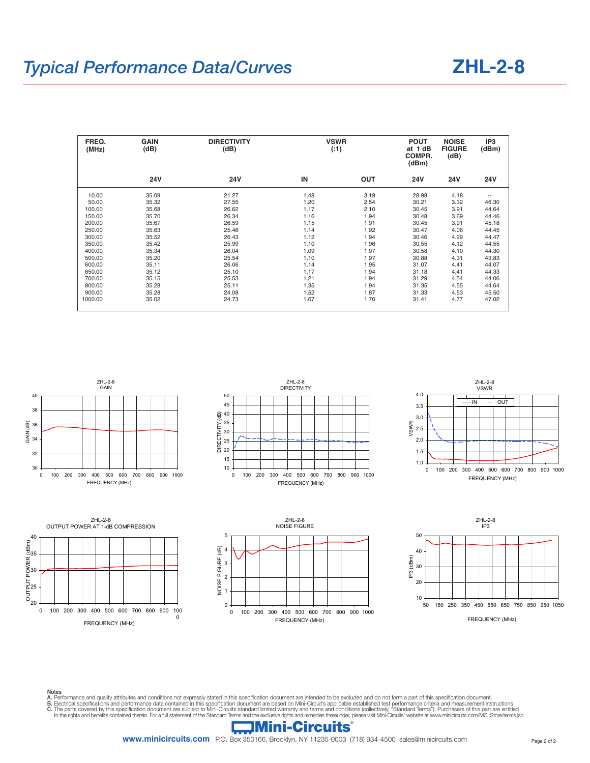# Typical Performance Data/Curves

# ZHL-2-8

| FREQ. (MHz) | GAIN (dB) | DIRECTIVITY (dB) | VSWR (:1) | | POUT at 1 dB COMPR. (dBm) | NOISE FIGURE (dB) | IP3 (dBm) |
|---|---|---|---|---|---|---|---|
| | 24V | 24V | IN | OUT | 24V | 24V | 24V |
| 10.00 | 35.09 | 21.27 | 1.48 | 3.19 | 28.98 | 4.18 | -- |
| 50.00 | 35.32 | 27.55 | 1.20 | 2.54 | 30.21 | 3.32 | 46.30 |
| 100.00 | 35.68 | 26.62 | 1.17 | 2.10 | 30.45 | 3.91 | 44.64 |
| 150.00 | 35.70 | 26.34 | 1.16 | 1.94 | 30.48 | 3.69 | 44.46 |
| 200.00 | 35.67 | 26.59 | 1.15 | 1.91 | 30.45 | 3.91 | 45.18 |
| 250.00 | 35.63 | 25.46 | 1.14 | 1.92 | 30.47 | 4.06 | 44.45 |
| 300.00 | 35.52 | 26.43 | 1.12 | 1.94 | 30.46 | 4.29 | 44.47 |
| 350.00 | 35.42 | 25.99 | 1.10 | 1.96 | 30.55 | 4.12 | 44.55 |
| 400.00 | 35.34 | 26.04 | 1.09 | 1.97 | 30.58 | 4.10 | 44.30 |
| 500.00 | 35.20 | 25.54 | 1.10 | 1.97 | 30.88 | 4.31 | 43.83 |
| 600.00 | 35.11 | 26.06 | 1.14 | 1.95 | 31.07 | 4.41 | 44.07 |
| 650.00 | 35.12 | 25.10 | 1.17 | 1.94 | 31.18 | 4.41 | 44.33 |
| 700.00 | 35.15 | 25.53 | 1.21 | 1.94 | 31.29 | 4.54 | 44.06 |
| 800.00 | 35.28 | 25.11 | 1.35 | 1.94 | 31.35 | 4.55 | 44.64 |
| 900.00 | 35.28 | 24.08 | 1.52 | 1.87 | 31.33 | 4.53 | 45.50 |
| 1000.00 | 35.02 | 24.73 | 1.67 | 1.70 | 31.41 | 4.77 | 47.02 |

ZHL-2-8
GAIN
GAIN (dB)
40 38 36 34 32 30
0 100 200 300 400 500 600 700 800 900 1000
FREQUENCY (MHz)

ZHL-2-8
DIRECTIVITY
DIRECTIVITY (dB)
50 45 40 35 30 25 20 15 10
0 100 200 300 400 500 600 700 800 900 1000
FREQUENCY (MHz)

ZHL-2-8
VSWR
VSWR
IN OUT
4.0 3.5 3.0 2.5 2.0 1.5 1.0
0 100 200 300 400 500 600 700 800 900 1000
FREQUENCY (MHz)

ZHL-2-8
OUTPUT POWER AT 1-dB COMPRESSION
OUTPUT POWER (dBm)
40 35 30 25 20
0 100 200 300 400 500 600 700 800 900 100
0
FREQUENCY (MHz)

ZHL-2-8
NOISE FIGURE
NOISE FIGURE (dB)
5 4 3 2 1 0
0 100 200 300 400 500 600 700 800 900 1000
FREQUENCY (MHz)

ZHL-2-8
IP3
IP3 (dBm)
50 40 30 20 10
50 150 250 350 450 550 650 750 850 950 1050
FREQUENCY (MHz)

**Notes**

**A.** Performance and quality attributes and conditions not expressly stated in this specification document are intended to be excluded and do not form a part of this specification document.
**B.** Electrical specifications and performance data contained in this specification document are based on Mini-Circuit's applicable established test performance criteria and measurement instructions.
**C.** The parts covered by this specification document are subject to Mini-Circuits standard limited warranty and terms and conditions (collectively, "Standard Terms"); Purchasers of this part are entitled to the rights and benefits contained therein. For a full statement of the Standard Terms and the exclusive rights and remedies thereunder, please visit Mini-Circuits' website at www.minicircuits.com/MCLStore/terms.jsp

Mini-Circuits®

**www.minicircuits.com** P.O. Box 350166, Brooklyn, NY 11235-0003 (718) 934-4500 sales@minicircuits.com